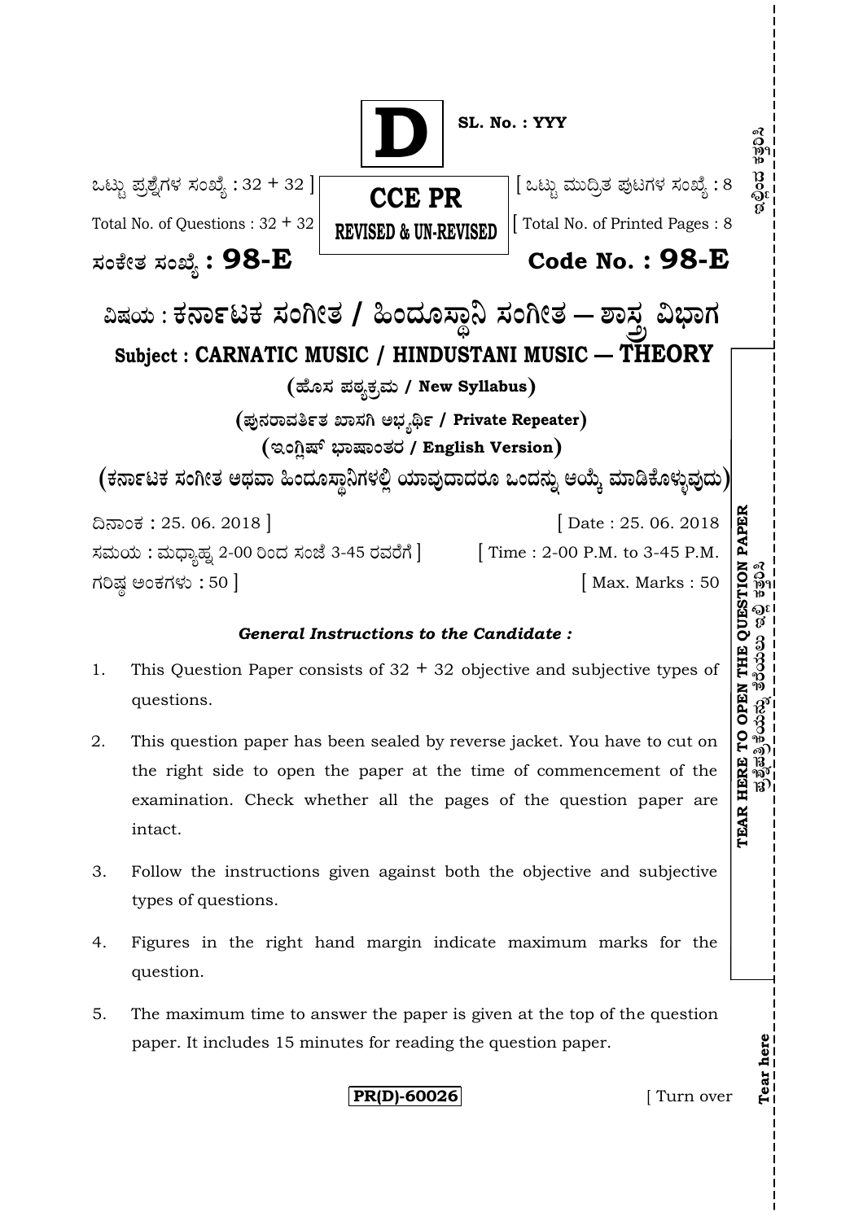**D**

**SL. No. : YYY**

ಒಟ್ಟು ಪ್ರಶ್ನೆಗಳ ಸಂಖ್ಯೆ : 32 + 32 ]
Total No. of Questions : 32 + 32

**CCE PR**
**REVISED & UN-REVISED**

[ ಒಟ್ಟು ಮುದ್ರಿತ ಪುಟಗಳ ಸಂಖ್ಯೆ : 8
[ Total No. of Printed Pages : 8

**ಸಂಕೇತ ಸಂಖ್ಯೆ : 98-E**

**Code No. : 98-E**

# ವಿಷಯ : ಕರ್ನಾಟಕ ಸಂಗೀತ / ಹಿಂದೂಸ್ಥಾನಿ ಸಂಗೀತ — ಶಾಸ್ತ್ರ ವಿಭಾಗ

## Subject : CARNATIC MUSIC / HINDUSTANI MUSIC — THEORY

**( ಹೊಸ ಪಠ್ಯಕ್ರಮ / New Syllabus )**

**( ಪುನರಾವರ್ತಿತ ಖಾಸಗಿ ಅಭ್ಯರ್ಥಿ / Private Repeater )**

**( ಇಂಗ್ಲಿಷ್ ಭಾಷಾಂತರ / English Version )**

**( ಕರ್ನಾಟಕ ಸಂಗೀತ ಅಥವಾ ಹಿಂದೂಸ್ಥಾನಿಗಳಲ್ಲಿ ಯಾವುದಾದರೂ ಒಂದನ್ನು ಆಯ್ಕೆ ಮಾಡಿಕೊಳ್ಳುವುದು )**

ದಿನಾಂಕ : 25. 06. 2018 ] [ Date : 25. 06. 2018

ಸಮಯ : ಮಧ್ಯಾಹ್ನ 2-00 ರಿಂದ ಸಂಜೆ 3-45 ರವರೆಗೆ ] [ Time : 2-00 P.M. to 3-45 P.M.

ಗರಿಷ್ಠ ಅಂಕಗಳು : 50 ] [ Max. Marks : 50

***General Instructions to the Candidate :***

1. This Question Paper consists of 32 + 32 objective and subjective types of questions.

2. This question paper has been sealed by reverse jacket. You have to cut on the right side to open the paper at the time of commencement of the examination. Check whether all the pages of the question paper are intact.

3. Follow the instructions given against both the objective and subjective types of questions.

4. Figures in the right hand margin indicate maximum marks for the question.

5. The maximum time to answer the paper is given at the top of the question paper. It includes 15 minutes for reading the question paper.

**PR(D)-60026**

[ Turn over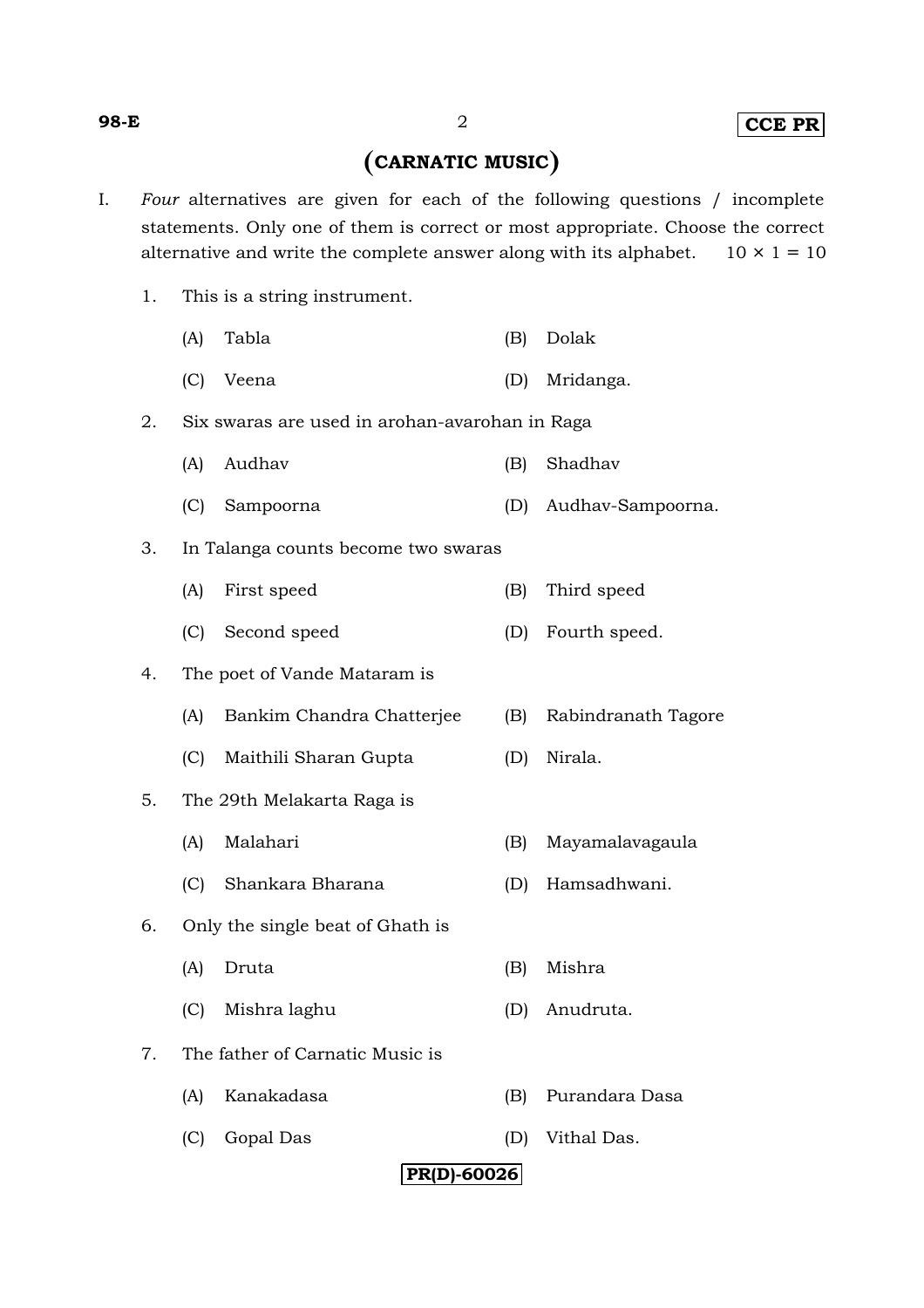# (CARNATIC MUSIC)

I. *Four* alternatives are given for each of the following questions / incomplete statements. Only one of them is correct or most appropriate. Choose the correct alternative and write the complete answer along with its alphabet. 10 × 1 = 10

1. This is a string instrument.

   (A) Tabla (B) Dolak

   (C) Veena (D) Mridanga.

2. Six swaras are used in arohan-avarohan in Raga

   (A) Audhav (B) Shadhav

   (C) Sampoorna (D) Audhav-Sampoorna.

3. In Talanga counts become two swaras

   (A) First speed (B) Third speed

   (C) Second speed (D) Fourth speed.

4. The poet of Vande Mataram is

   (A) Bankim Chandra Chatterjee (B) Rabindranath Tagore

   (C) Maithili Sharan Gupta (D) Nirala.

5. The 29th Melakarta Raga is

   (A) Malahari (B) Mayamalavagaula

   (C) Shankara Bharana (D) Hamsadhwani.

6. Only the single beat of Ghath is

   (A) Druta (B) Mishra

   (C) Mishra laghu (D) Anudruta.

7. The father of Carnatic Music is

   (A) Kanakadasa (B) Purandara Dasa

   (C) Gopal Das (D) Vithal Das.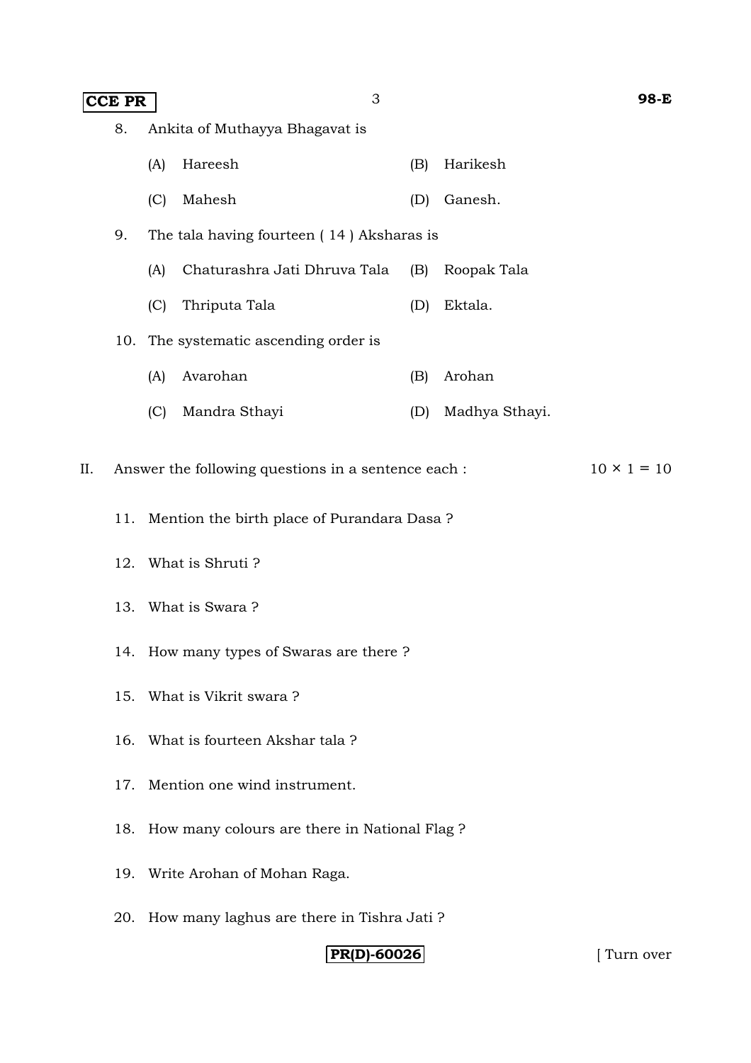8. Ankita of Muthayya Bhagavat is

   (A) Hareesh (B) Harikesh

   (C) Mahesh (D) Ganesh.

9. The tala having fourteen ( 14 ) Aksharas is

   (A) Chaturashra Jati Dhruva Tala (B) Roopak Tala

   (C) Thriputa Tala (D) Ektala.

10. The systematic ascending order is

    (A) Avarohan (B) Arohan

    (C) Mandra Sthayi (D) Madhya Sthayi.

II. Answer the following questions in a sentence each : $10 \times 1 = 10$

11. Mention the birth place of Purandara Dasa ?

12. What is Shruti ?

13. What is Swara ?

14. How many types of Swaras are there ?

15. What is Vikrit swara ?

16. What is fourteen Akshar tala ?

17. Mention one wind instrument.

18. How many colours are there in National Flag ?

19. Write Arohan of Mohan Raga.

20. How many laghus are there in Tishra Jati ?

PR(D)-60026

[ Turn over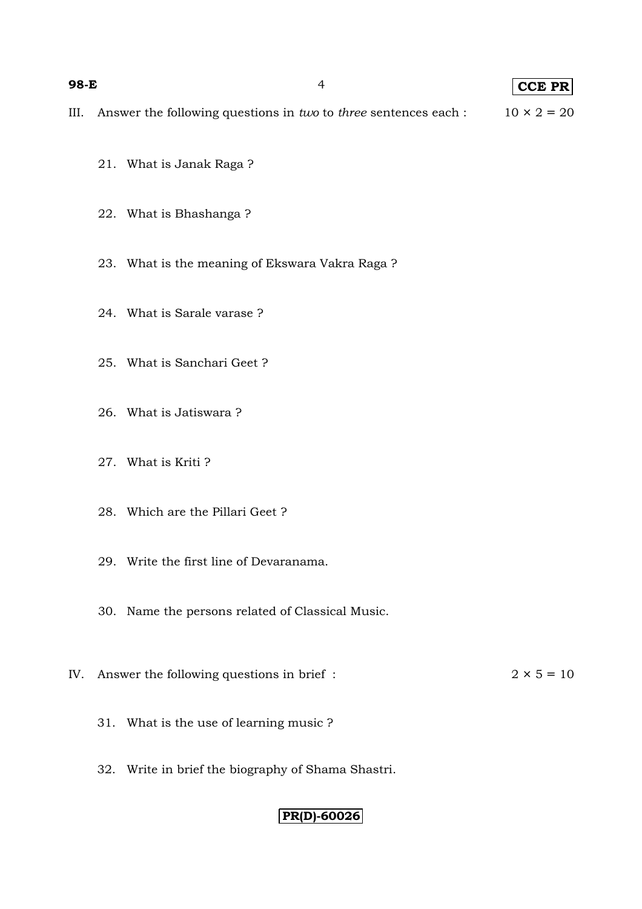III. Answer the following questions in *two* to *three* sentences each : $10 \times 2 = 20$

21. What is Janak Raga ?

22. What is Bhashanga ?

23. What is the meaning of Ekswara Vakra Raga ?

24. What is Sarale varase ?

25. What is Sanchari Geet ?

26. What is Jatiswara ?

27. What is Kriti ?

28. Which are the Pillari Geet ?

29. Write the first line of Devaranama.

30. Name the persons related of Classical Music.

IV. Answer the following questions in brief : $2 \times 5 = 10$

31. What is the use of learning music ?

32. Write in brief the biography of Shama Shastri.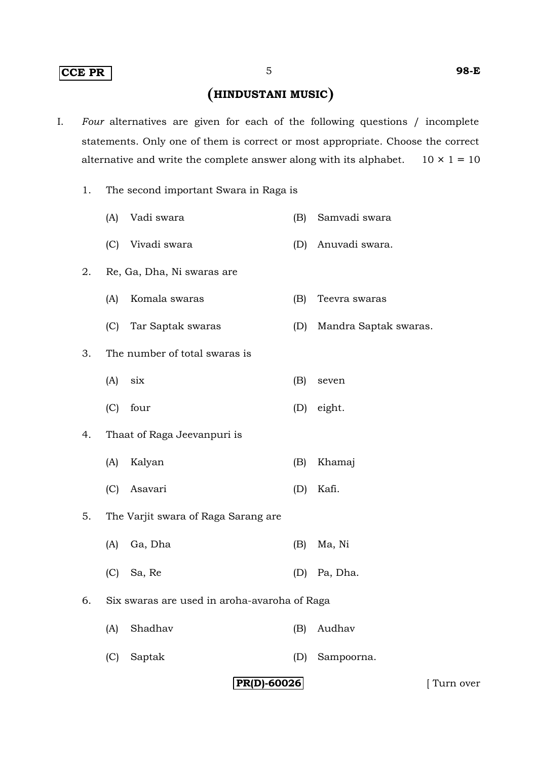# (HINDUSTANI MUSIC)

I. *Four* alternatives are given for each of the following questions / incomplete statements. Only one of them is correct or most appropriate. Choose the correct alternative and write the complete answer along with its alphabet. 10 × 1 = 10

1. The second important Swara in Raga is

   (A) Vadi swara  
   (B) Samvadi swara  
   (C) Vivadi swara  
   (D) Anuvadi swara.

2. Re, Ga, Dha, Ni swaras are

   (A) Komala swaras  
   (B) Teevra swaras  
   (C) Tar Saptak swaras  
   (D) Mandra Saptak swaras.

3. The number of total swaras is

   (A) six  
   (B) seven  
   (C) four  
   (D) eight.

4. Thaat of Raga Jeevanpuri is

   (A) Kalyan  
   (B) Khamaj  
   (C) Asavari  
   (D) Kafi.

5. The Varjit swara of Raga Sarang are

   (A) Ga, Dha  
   (B) Ma, Ni  
   (C) Sa, Re  
   (D) Pa, Dha.

6. Six swaras are used in aroha-avaroha of Raga

   (A) Shadhav  
   (B) Audhav  
   (C) Saptak  
   (D) Sampoorna.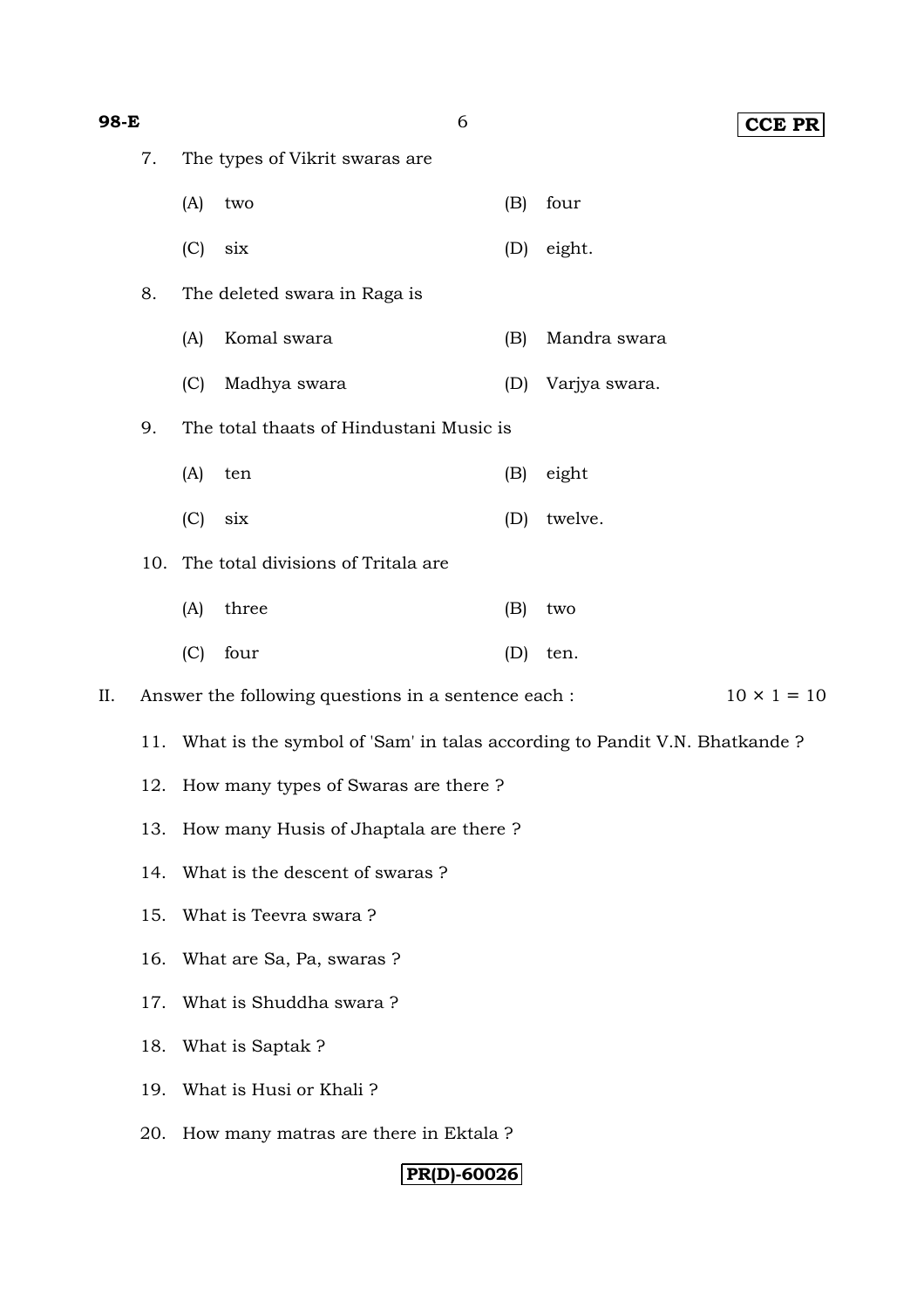7. The types of Vikrit swaras are

   (A) two (B) four

   (C) six (D) eight.

8. The deleted swara in Raga is

   (A) Komal swara (B) Mandra swara

   (C) Madhya swara (D) Varjya swara.

9. The total thaats of Hindustani Music is

   (A) ten (B) eight

   (C) six (D) twelve.

10. The total divisions of Tritala are

   (A) three (B) two

   (C) four (D) ten.

II. Answer the following questions in a sentence each : $10 \times 1 = 10$

11. What is the symbol of 'Sam' in talas according to Pandit V.N. Bhatkande ?

12. How many types of Swaras are there ?

13. How many Husis of Jhaptala are there ?

14. What is the descent of swaras ?

15. What is Teevra swara ?

16. What are Sa, Pa, swaras ?

17. What is Shuddha swara ?

18. What is Saptak ?

19. What is Husi or Khali ?

20. How many matras are there in Ektala ?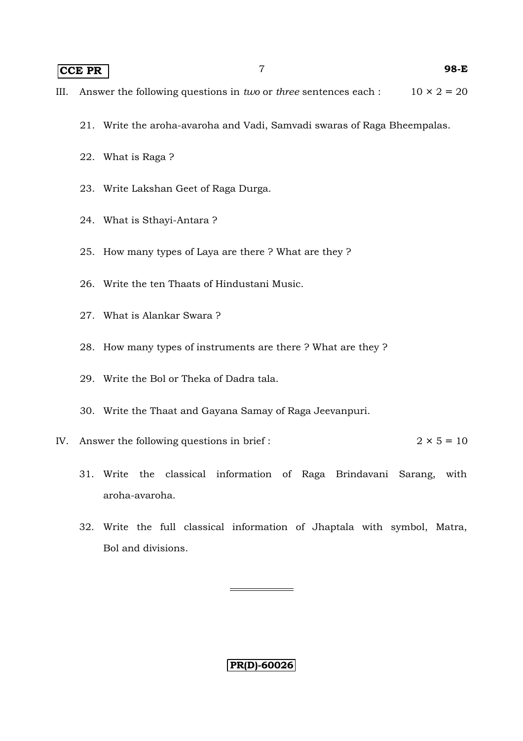III. Answer the following questions in *two* or *three* sentences each : $10 \times 2 = 20$

21. Write the aroha-avaroha and Vadi, Samvadi swaras of Raga Bheempalas.

22. What is Raga ?

23. Write Lakshan Geet of Raga Durga.

24. What is Sthayi-Antara ?

25. How many types of Laya are there ? What are they ?

26. Write the ten Thaats of Hindustani Music.

27. What is Alankar Swara ?

28. How many types of instruments are there ? What are they ?

29. Write the Bol or Theka of Dadra tala.

30. Write the Thaat and Gayana Samay of Raga Jeevanpuri.

IV. Answer the following questions in brief : $2 \times 5 = 10$

31. Write the classical information of Raga Brindavani Sarang, with aroha-avaroha.

32. Write the full classical information of Jhaptala with symbol, Matra, Bol and divisions.